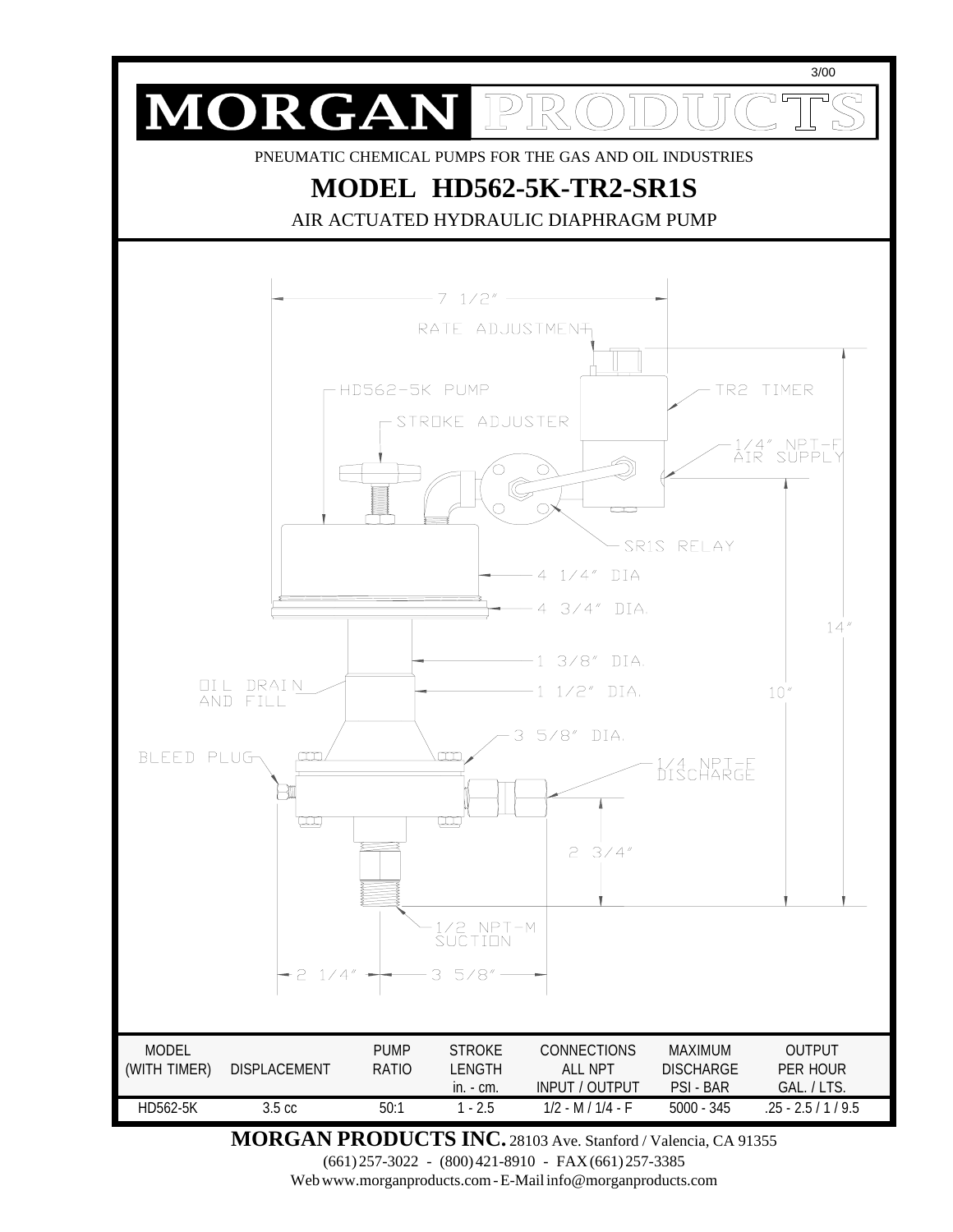3/00

# MORGAN PRODUCTS

PNEUMATIC CHEMICAL PUMPS FOR THE GAS AND OIL INDUSTRIES

## MODEL HD562-5K-TR2-SR1S

AIR ACTUATED HYDRAULIC DIAPHRAGM PUMP

7 1/2"

RATE ADJUSTMENT

HD562-5K PUMP

TR2 TIMER

STROKE ADJUSTER

1/4" NPT-F AIR SUPPLY

SR1S RELAY

4 1/4" DIA

4 3/4" DIA.

14"

1 3/8" DIA.

OIL DRAIN AND FILL

1 1/2" DIA.

10"

3 5/8" DIA.

BLEED PLUG

1/4 NPT-F DISCHARGE

2 3/4"

1/2 NPT-M SUCTION

2 1/4"

3 5/8"

| MODEL (WITH TIMER) | DISPLACEMENT | PUMP RATIO | STROKE LENGTH in. - cm. | CONNECTIONS ALL NPT INPUT / OUTPUT | MAXIMUM DISCHARGE PSI - BAR | OUTPUT PER HOUR GAL. / LTS. |
|---|---|---|---|---|---|---|
| HD562-5K | 3.5 cc | 50:1 | 1 - 2.5 | 1/2 - M / 1/4 - F | 5000 - 345 | .25 - 2.5 / 1 / 9.5 |

**MORGAN PRODUCTS INC.** 28103 Ave. Stanford / Valencia, CA 91355

(661) 257-3022 - (800) 421-8910 - FAX (661) 257-3385

Web www.morganproducts.com - E-Mail info@morganproducts.com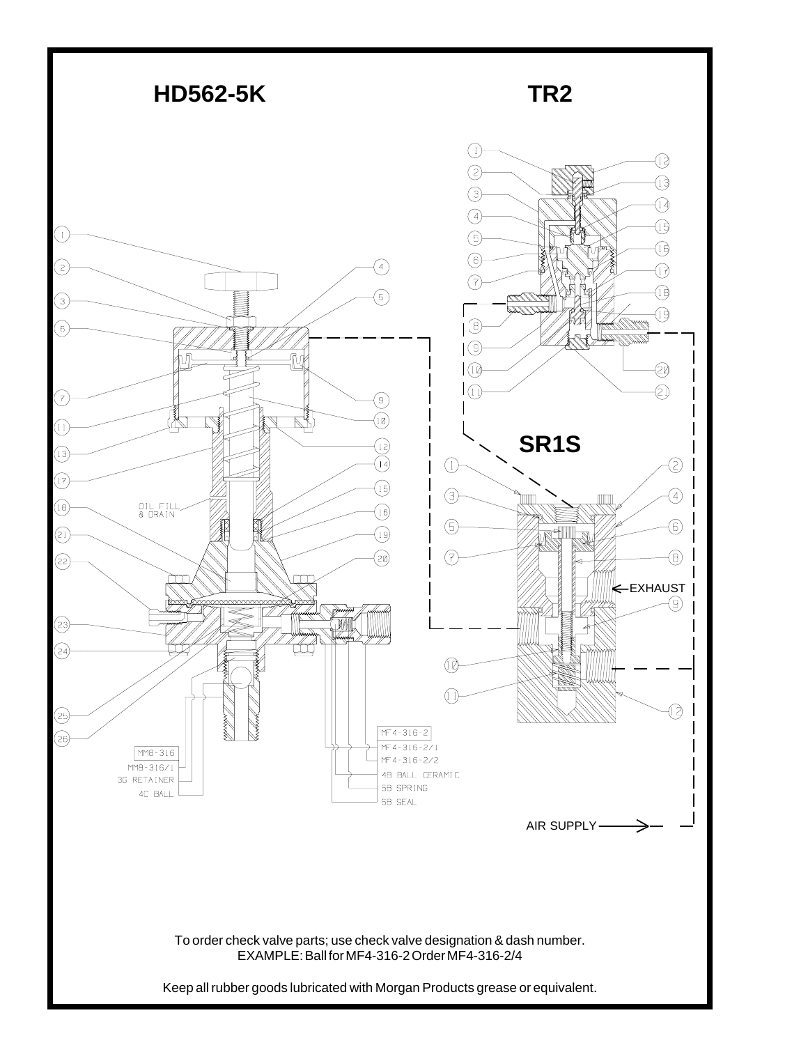# HD562-5K

# TR2

# SR1S

OIL FILL & DRAIN

EXHAUST

AIR SUPPLY

MM8-316
MM8-316/1
3G RETAINER
4C BALL

MF4-316-2
MF4-316-2/1
MF4-316-2/2
4B BALL CERAMIC
5B SPRING
6B SEAL

To order check valve parts; use check valve designation & dash number.
EXAMPLE: Ball for MF4-316-2 Order MF4-316-2/4

Keep all rubber goods lubricated with Morgan Products grease or equivalent.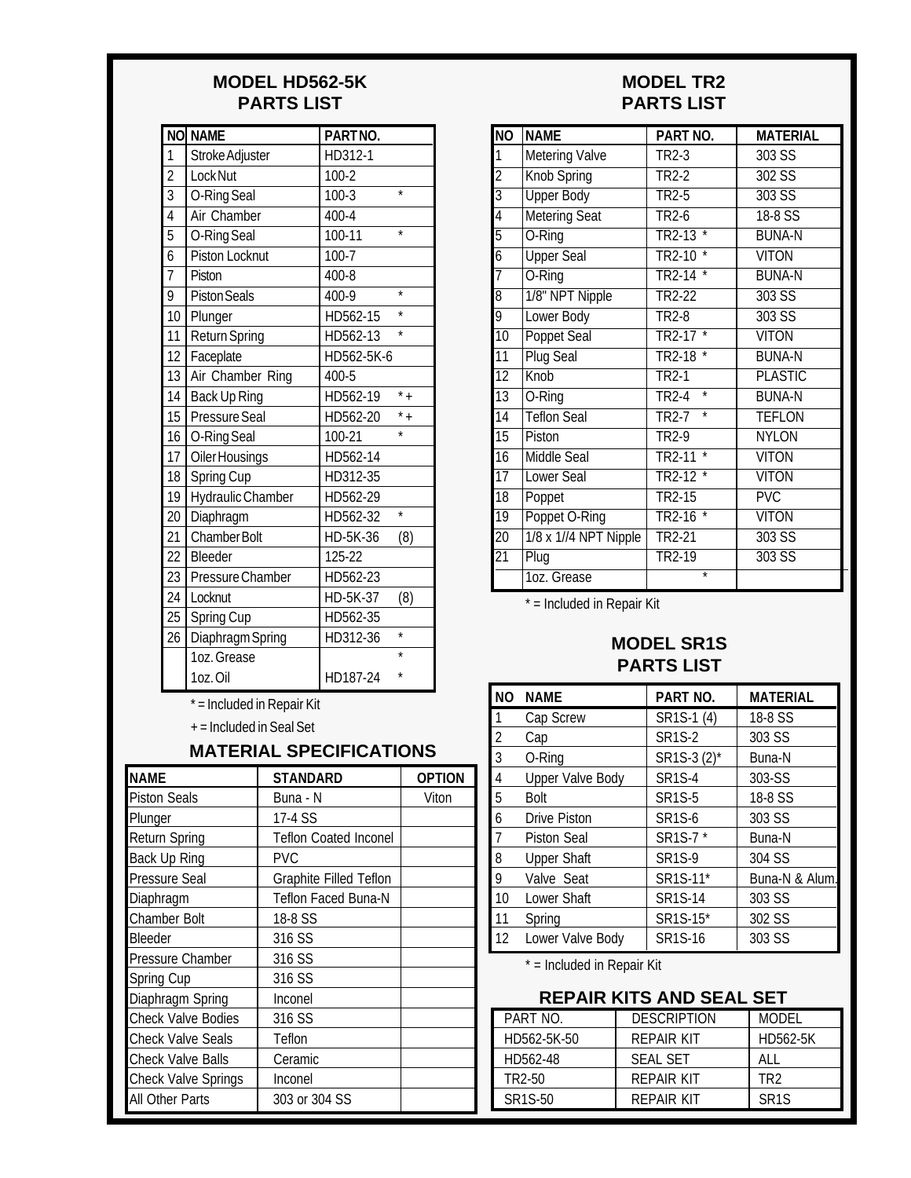## MODEL HD562-5K PARTS LIST

| NO | NAME | PART NO. | |
|---|---|---|---|
| 1 | Stroke Adjuster | HD312-1 | |
| 2 | Lock Nut | 100-2 | |
| 3 | O-Ring Seal | 100-3 | * |
| 4 | Air Chamber | 400-4 | |
| 5 | O-Ring Seal | 100-11 | * |
| 6 | Piston Locknut | 100-7 | |
| 7 | Piston | 400-8 | |
| 9 | Piston Seals | 400-9 | * |
| 10 | Plunger | HD562-15 | * |
| 11 | Return Spring | HD562-13 | * |
| 12 | Faceplate | HD562-5K-6 | |
| 13 | Air Chamber Ring | 400-5 | |
| 14 | Back Up Ring | HD562-19 | * + |
| 15 | Pressure Seal | HD562-20 | * + |
| 16 | O-Ring Seal | 100-21 | * |
| 17 | Oiler Housings | HD562-14 | |
| 18 | Spring Cup | HD312-35 | |
| 19 | Hydraulic Chamber | HD562-29 | |
| 20 | Diaphragm | HD562-32 | * |
| 21 | Chamber Bolt | HD-5K-36 | (8) |
| 22 | Bleeder | 125-22 | |
| 23 | Pressure Chamber | HD562-23 | |
| 24 | Locknut | HD-5K-37 | (8) |
| 25 | Spring Cup | HD562-35 | |
| 26 | Diaphragm Spring | HD312-36 | * |
| | 1oz. Grease | | * |
| | 1oz. Oil | HD187-24 | * |

* = Included in Repair Kit

+ = Included in Seal Set

## MATERIAL SPECIFICATIONS

| NAME | STANDARD | OPTION |
|---|---|---|
| Piston Seals | Buna - N | Viton |
| Plunger | 17-4 SS | |
| Return Spring | Teflon Coated Inconel | |
| Back Up Ring | PVC | |
| Pressure Seal | Graphite Filled Teflon | |
| Diaphragm | Teflon Faced Buna-N | |
| Chamber Bolt | 18-8 SS | |
| Bleeder | 316 SS | |
| Pressure Chamber | 316 SS | |
| Spring Cup | 316 SS | |
| Diaphragm Spring | Inconel | |
| Check Valve Bodies | 316 SS | |
| Check Valve Seals | Teflon | |
| Check Valve Balls | Ceramic | |
| Check Valve Springs | Inconel | |
| All Other Parts | 303 or 304 SS | |

## MODEL TR2 PARTS LIST

| NO | NAME | PART NO. | MATERIAL |
|---|---|---|---|
| 1 | Metering Valve | TR2-3 | 303 SS |
| 2 | Knob Spring | TR2-2 | 302 SS |
| 3 | Upper Body | TR2-5 | 303 SS |
| 4 | Metering Seat | TR2-6 | 18-8 SS |
| 5 | O-Ring | TR2-13 * | BUNA-N |
| 6 | Upper Seal | TR2-10 * | VITON |
| 7 | O-Ring | TR2-14 * | BUNA-N |
| 8 | 1/8" NPT Nipple | TR2-22 | 303 SS |
| 9 | Lower Body | TR2-8 | 303 SS |
| 10 | Poppet Seal | TR2-17 * | VITON |
| 11 | Plug Seal | TR2-18 * | BUNA-N |
| 12 | Knob | TR2-1 | PLASTIC |
| 13 | O-Ring | TR2-4 * | BUNA-N |
| 14 | Teflon Seal | TR2-7 * | TEFLON |
| 15 | Piston | TR2-9 | NYLON |
| 16 | Middle Seal | TR2-11 * | VITON |
| 17 | Lower Seal | TR2-12 * | VITON |
| 18 | Poppet | TR2-15 | PVC |
| 19 | Poppet O-Ring | TR2-16 * | VITON |
| 20 | 1/8 x 1//4 NPT Nipple | TR2-21 | 303 SS |
| 21 | Plug | TR2-19 | 303 SS |
| | 1oz. Grease | * | |

* = Included in Repair Kit

## MODEL SR1S PARTS LIST

| NO | NAME | PART NO. | MATERIAL |
|---|---|---|---|
| 1 | Cap Screw | SR1S-1 (4) | 18-8 SS |
| 2 | Cap | SR1S-2 | 303 SS |
| 3 | O-Ring | SR1S-3 (2)* | Buna-N |
| 4 | Upper Valve Body | SR1S-4 | 303-SS |
| 5 | Bolt | SR1S-5 | 18-8 SS |
| 6 | Drive Piston | SR1S-6 | 303 SS |
| 7 | Piston Seal | SR1S-7 * | Buna-N |
| 8 | Upper Shaft | SR1S-9 | 304 SS |
| 9 | Valve Seat | SR1S-11* | Buna-N & Alum. |
| 10 | Lower Shaft | SR1S-14 | 303 SS |
| 11 | Spring | SR1S-15* | 302 SS |
| 12 | Lower Valve Body | SR1S-16 | 303 SS |

* = Included in Repair Kit

## REPAIR KITS AND SEAL SET

| PART NO. | DESCRIPTION | MODEL |
|---|---|---|
| HD562-5K-50 | REPAIR KIT | HD562-5K |
| HD562-48 | SEAL SET | ALL |
| TR2-50 | REPAIR KIT | TR2 |
| SR1S-50 | REPAIR KIT | SR1S |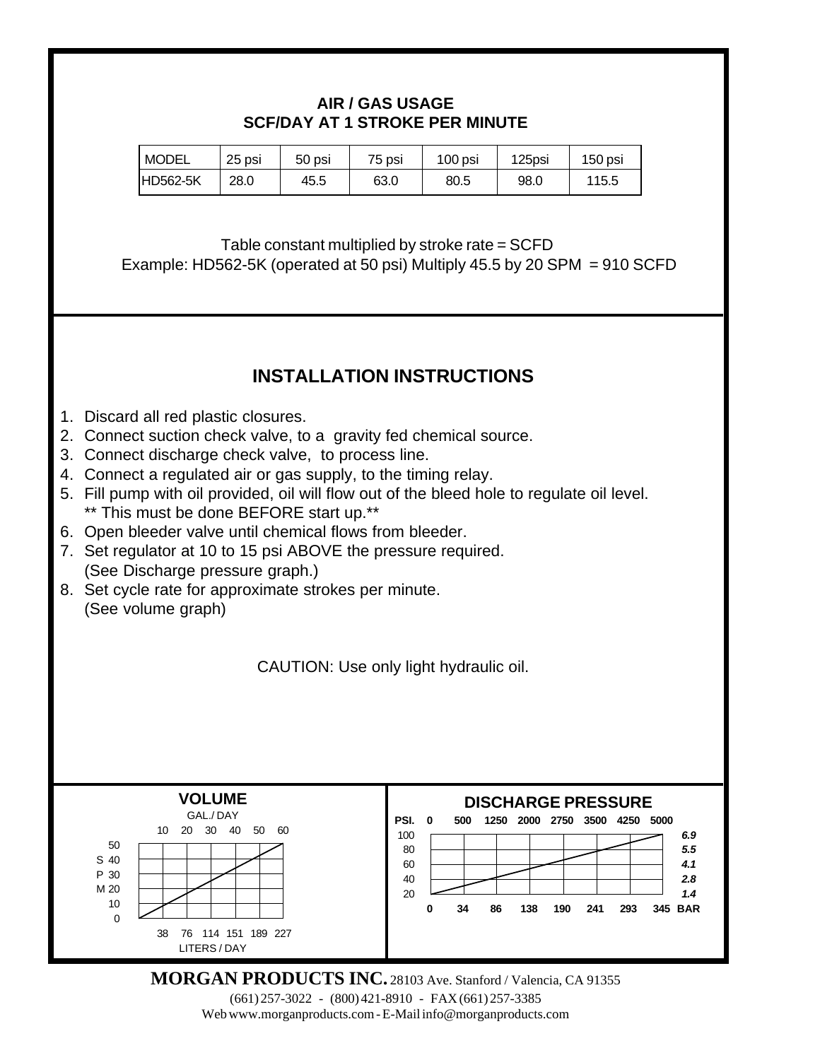## AIR / GAS USAGE
## SCF/DAY AT 1 STROKE PER MINUTE

| MODEL | 25 psi | 50 psi | 75 psi | 100 psi | 125psi | 150 psi |
|---|---|---|---|---|---|---|
| HD562-5K | 28.0 | 45.5 | 63.0 | 80.5 | 98.0 | 115.5 |

Table constant multiplied by stroke rate = SCFD
Example: HD562-5K (operated at 50 psi) Multiply 45.5 by 20 SPM = 910 SCFD

## INSTALLATION INSTRUCTIONS

1. Discard all red plastic closures.
2. Connect suction check valve, to a gravity fed chemical source.
3. Connect discharge check valve, to process line.
4. Connect a regulated air or gas supply, to the timing relay.
5. Fill pump with oil provided, oil will flow out of the bleed hole to regulate oil level.
   ** This must be done BEFORE start up.**
6. Open bleeder valve until chemical flows from bleeder.
7. Set regulator at 10 to 15 psi ABOVE the pressure required.
   (See Discharge pressure graph.)
8. Set cycle rate for approximate strokes per minute.
   (See volume graph)

CAUTION: Use only light hydraulic oil.

### VOLUME

GAL./ DAY

10 20 30 40 50 60

SPM

50 40 30 20 10 0

38 76 114 151 189 227

LITERS / DAY

### DISCHARGE PRESSURE

PSI. 0 500 1250 2000 2750 3500 4250 5000

100 80 60 40 20

*6.9* *5.5* *4.1* *2.8* *1.4*

0 34 86 138 190 241 293 345 BAR

**MORGAN PRODUCTS INC.** 28103 Ave. Stanford / Valencia, CA 91355
(661) 257-3022 - (800) 421-8910 - FAX (661) 257-3385
Web www.morganproducts.com - E-Mail info@morganproducts.com